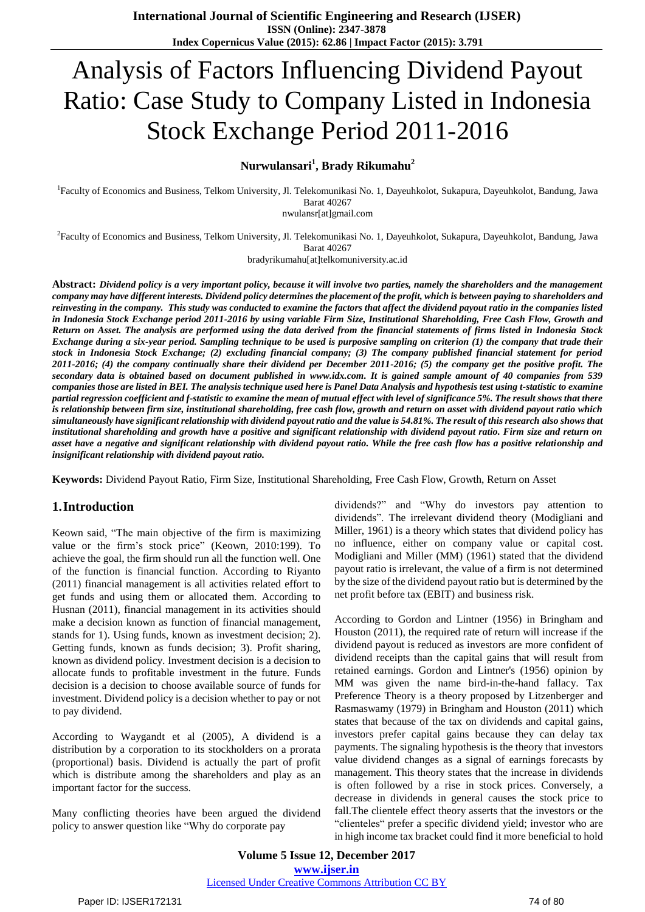# Analysis of Factors Influencing Dividend Payout Ratio: Case Study to Company Listed in Indonesia Stock Exchange Period 2011-2016

**Nurwulansari[1], Brady Rikumahu[2]**

[1]Faculty of Economics and Business, Telkom University, Jl. Telekomunikasi No. 1, Dayeuhkolot, Sukapura, Dayeuhkolot, Bandung, Jawa Barat 40267
nwulansr[at]gmail.com

[2]Faculty of Economics and Business, Telkom University, Jl. Telekomunikasi No. 1, Dayeuhkolot, Sukapura, Dayeuhkolot, Bandung, Jawa Barat 40267
bradyrikumahu[at]telkomuniversity.ac.id

**Abstract:** ***Dividend policy is a very important policy, because it will involve two parties, namely the shareholders and the management company may have different interests. Dividend policy determines the placement of the profit, which is between paying to shareholders and reinvesting in the company. This study was conducted to examine the factors that affect the dividend payout ratio in the companies listed in Indonesia Stock Exchange period 2011-2016 by using variable Firm Size, Institutional Shareholding, Free Cash Flow, Growth and Return on Asset. The analysis are performed using the data derived from the financial statements of firms listed in Indonesia Stock Exchange during a six-year period. Sampling technique to be used is purposive sampling on criterion (1) the company that trade their stock in Indonesia Stock Exchange; (2) excluding financial company; (3) The company published financial statement for period 2011-2016; (4) the company continually share their dividend per December 2011-2016; (5) the company get the positive profit. The secondary data is obtained based on document published in www.idx.com. It is gained sample amount of 40 companies from 539 companies those are listed in BEI. The analysis technique used here is Panel Data Analysis and hypothesis test using t-statistic to examine partial regression coefficient and f-statistic to examine the mean of mutual effect with level of significance 5%. The result shows that there is relationship between firm size, institutional shareholding, free cash flow, growth and return on asset with dividend payout ratio which simultaneously have significant relationship with dividend payout ratio and the value is 54.81%. The result of this research also shows that institutional shareholding and growth have a positive and significant relationship with dividend payout ratio. Firm size and return on asset have a negative and significant relationship with dividend payout ratio. While the free cash flow has a positive relationship and insignificant relationship with dividend payout ratio.***

**Keywords:** Dividend Payout Ratio, Firm Size, Institutional Shareholding, Free Cash Flow, Growth, Return on Asset

## 1. Introduction

Keown said, "The main objective of the firm is maximizing value or the firm's stock price" (Keown, 2010:199). To achieve the goal, the firm should run all the function well. One of the function is financial function. According to Riyanto (2011) financial management is all activities related effort to get funds and using them or allocated them. According to Husnan (2011), financial management in its activities should make a decision known as function of financial management, stands for 1). Using funds, known as investment decision; 2). Getting funds, known as funds decision; 3). Profit sharing, known as dividend policy. Investment decision is a decision to allocate funds to profitable investment in the future. Funds decision is a decision to choose available source of funds for investment. Dividend policy is a decision whether to pay or not to pay dividend.

According to Waygandt et al (2005), A dividend is a distribution by a corporation to its stockholders on a prorata (proportional) basis. Dividend is actually the part of profit which is distribute among the shareholders and play as an important factor for the success.

Many conflicting theories have been argued the dividend policy to answer question like "Why do corporate pay dividends?" and "Why do investors pay attention to dividends". The irrelevant dividend theory (Modigliani and Miller, 1961) is a theory which states that dividend policy has no influence, either on company value or capital cost. Modigliani and Miller (MM) (1961) stated that the dividend payout ratio is irrelevant, the value of a firm is not determined by the size of the dividend payout ratio but is determined by the net profit before tax (EBIT) and business risk.

According to Gordon and Lintner (1956) in Bringham and Houston (2011), the required rate of return will increase if the dividend payout is reduced as investors are more confident of dividend receipts than the capital gains that will result from retained earnings. Gordon and Lintner's (1956) opinion by MM was given the name bird-in-the-hand fallacy. Tax Preference Theory is a theory proposed by Litzenberger and Rasmaswamy (1979) in Bringham and Houston (2011) which states that because of the tax on dividends and capital gains, investors prefer capital gains because they can delay tax payments. The signaling hypothesis is the theory that investors value dividend changes as a signal of earnings forecasts by management. This theory states that the increase in dividends is often followed by a rise in stock prices. Conversely, a decrease in dividends in general causes the stock price to fall.The clientele effect theory asserts that the investors or the "clienteles" prefer a specific dividend yield; investor who are in high income tax bracket could find it more beneficial to hold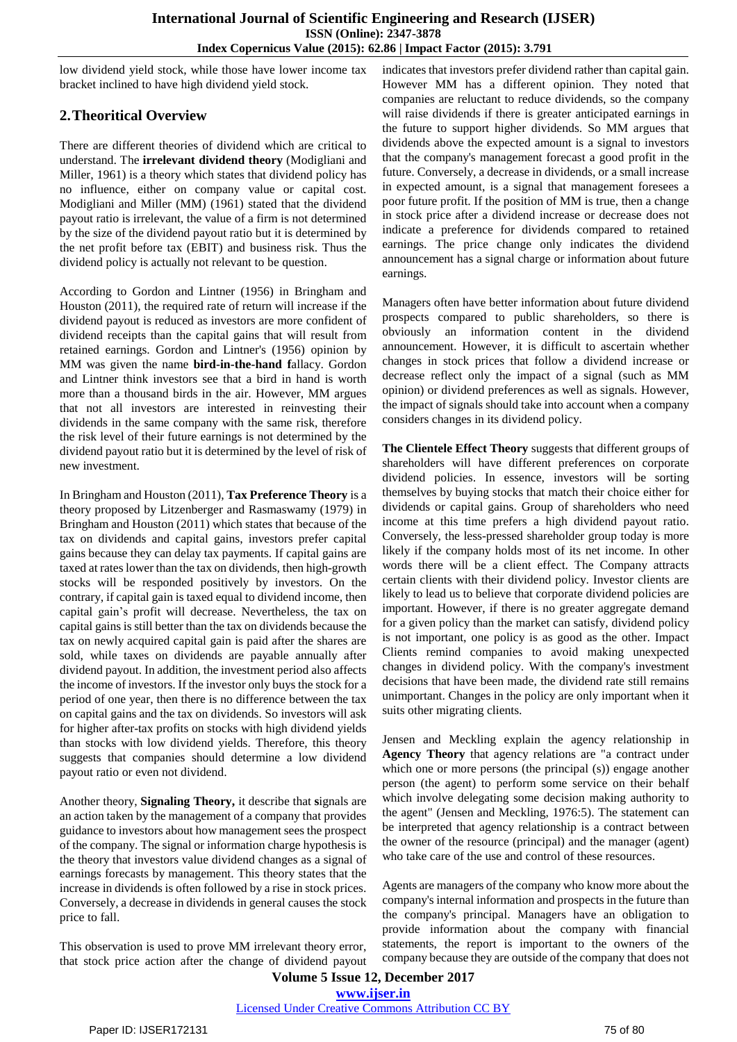low dividend yield stock, while those have lower income tax bracket inclined to have high dividend yield stock.

## 2. Theoritical Overview

There are different theories of dividend which are critical to understand. The **irrelevant dividend theory** (Modigliani and Miller, 1961) is a theory which states that dividend policy has no influence, either on company value or capital cost. Modigliani and Miller (MM) (1961) stated that the dividend payout ratio is irrelevant, the value of a firm is not determined by the size of the dividend payout ratio but it is determined by the net profit before tax (EBIT) and business risk. Thus the dividend policy is actually not relevant to be question.

According to Gordon and Lintner (1956) in Bringham and Houston (2011), the required rate of return will increase if the dividend payout is reduced as investors are more confident of dividend receipts than the capital gains that will result from retained earnings. Gordon and Lintner's (1956) opinion by MM was given the name **bird-in-the-hand f**allacy. Gordon and Lintner think investors see that a bird in hand is worth more than a thousand birds in the air. However, MM argues that not all investors are interested in reinvesting their dividends in the same company with the same risk, therefore the risk level of their future earnings is not determined by the dividend payout ratio but it is determined by the level of risk of new investment.

In Bringham and Houston (2011), **Tax Preference Theory** is a theory proposed by Litzenberger and Rasmaswamy (1979) in Bringham and Houston (2011) which states that because of the tax on dividends and capital gains, investors prefer capital gains because they can delay tax payments. If capital gains are taxed at rates lower than the tax on dividends, then high-growth stocks will be responded positively by investors. On the contrary, if capital gain is taxed equal to dividend income, then capital gain's profit will decrease. Nevertheless, the tax on capital gains is still better than the tax on dividends because the tax on newly acquired capital gain is paid after the shares are sold, while taxes on dividends are payable annually after dividend payout. In addition, the investment period also affects the income of investors. If the investor only buys the stock for a period of one year, then there is no difference between the tax on capital gains and the tax on dividends. So investors will ask for higher after-tax profits on stocks with high dividend yields than stocks with low dividend yields. Therefore, this theory suggests that companies should determine a low dividend payout ratio or even not dividend.

Another theory, **Signaling Theory,** it describe that **s**ignals are an action taken by the management of a company that provides guidance to investors about how management sees the prospect of the company. The signal or information charge hypothesis is the theory that investors value dividend changes as a signal of earnings forecasts by management. This theory states that the increase in dividends is often followed by a rise in stock prices. Conversely, a decrease in dividends in general causes the stock price to fall.

This observation is used to prove MM irrelevant theory error, that stock price action after the change of dividend payout indicates that investors prefer dividend rather than capital gain. However MM has a different opinion. They noted that companies are reluctant to reduce dividends, so the company will raise dividends if there is greater anticipated earnings in the future to support higher dividends. So MM argues that dividends above the expected amount is a signal to investors that the company's management forecast a good profit in the future. Conversely, a decrease in dividends, or a small increase in expected amount, is a signal that management foresees a poor future profit. If the position of MM is true, then a change in stock price after a dividend increase or decrease does not indicate a preference for dividends compared to retained earnings. The price change only indicates the dividend announcement has a signal charge or information about future earnings.

Managers often have better information about future dividend prospects compared to public shareholders, so there is obviously an information content in the dividend announcement. However, it is difficult to ascertain whether changes in stock prices that follow a dividend increase or decrease reflect only the impact of a signal (such as MM opinion) or dividend preferences as well as signals. However, the impact of signals should take into account when a company considers changes in its dividend policy.

**The Clientele Effect Theory** suggests that different groups of shareholders will have different preferences on corporate dividend policies. In essence, investors will be sorting themselves by buying stocks that match their choice either for dividends or capital gains. Group of shareholders who need income at this time prefers a high dividend payout ratio. Conversely, the less-pressed shareholder group today is more likely if the company holds most of its net income. In other words there will be a client effect. The Company attracts certain clients with their dividend policy. Investor clients are likely to lead us to believe that corporate dividend policies are important. However, if there is no greater aggregate demand for a given policy than the market can satisfy, dividend policy is not important, one policy is as good as the other. Impact Clients remind companies to avoid making unexpected changes in dividend policy. With the company's investment decisions that have been made, the dividend rate still remains unimportant. Changes in the policy are only important when it suits other migrating clients.

Jensen and Meckling explain the agency relationship in **Agency Theory** that agency relations are "a contract under which one or more persons (the principal (s)) engage another person (the agent) to perform some service on their behalf which involve delegating some decision making authority to the agent" (Jensen and Meckling, 1976:5). The statement can be interpreted that agency relationship is a contract between the owner of the resource (principal) and the manager (agent) who take care of the use and control of these resources.

Agents are managers of the company who know more about the company's internal information and prospects in the future than the company's principal. Managers have an obligation to provide information about the company with financial statements, the report is important to the owners of the company because they are outside of the company that does not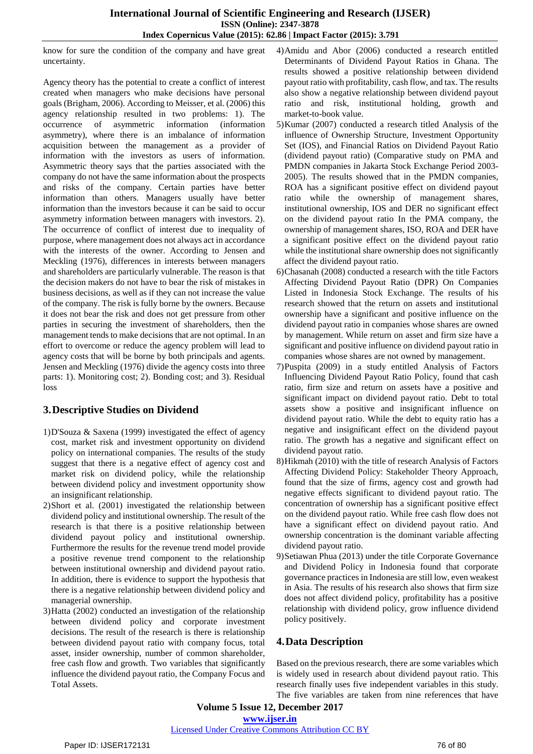know for sure the condition of the company and have great uncertainty.

Agency theory has the potential to create a conflict of interest created when managers who make decisions have personal goals (Brigham, 2006). According to Meisser, et al. (2006) this agency relationship resulted in two problems: 1). The occurrence of asymmetric information (information asymmetry), where there is an imbalance of information acquisition between the management as a provider of information with the investors as users of information. Asymmetric theory says that the parties associated with the company do not have the same information about the prospects and risks of the company. Certain parties have better information than others. Managers usually have better information than the investors because it can be said to occur asymmetry information between managers with investors. 2). The occurrence of conflict of interest due to inequality of purpose, where management does not always act in accordance with the interests of the owner. According to Jensen and Meckling (1976), differences in interests between managers and shareholders are particularly vulnerable. The reason is that the decision makers do not have to bear the risk of mistakes in business decisions, as well as if they can not increase the value of the company. The risk is fully borne by the owners. Because it does not bear the risk and does not get pressure from other parties in securing the investment of shareholders, then the management tends to make decisions that are not optimal. In an effort to overcome or reduce the agency problem will lead to agency costs that will be borne by both principals and agents. Jensen and Meckling (1976) divide the agency costs into three parts: 1). Monitoring cost; 2). Bonding cost; and 3). Residual loss

## 3. Descriptive Studies on Dividend

1) D'Souza & Saxena (1999) investigated the effect of agency cost, market risk and investment opportunity on dividend policy on international companies. The results of the study suggest that there is a negative effect of agency cost and market risk on dividend policy, while the relationship between dividend policy and investment opportunity show an insignificant relationship.
2) Short et al. (2001) investigated the relationship between dividend policy and institutional ownership. The result of the research is that there is a positive relationship between dividend payout policy and institutional ownership. Furthermore the results for the revenue trend model provide a positive revenue trend component to the relationship between institutional ownership and dividend payout ratio. In addition, there is evidence to support the hypothesis that there is a negative relationship between dividend policy and managerial ownership.
3) Hatta (2002) conducted an investigation of the relationship between dividend policy and corporate investment decisions. The result of the research is there is relationship between dividend payout ratio with company focus, total asset, insider ownership, number of common shareholder, free cash flow and growth. Two variables that significantly influence the dividend payout ratio, the Company Focus and Total Assets.
4) Amidu and Abor (2006) conducted a research entitled Determinants of Dividend Payout Ratios in Ghana. The results showed a positive relationship between dividend payout ratio with profitability, cash flow, and tax. The results also show a negative relationship between dividend payout ratio and risk, institutional holding, growth and market-to-book value.
5) Kumar (2007) conducted a research titled Analysis of the influence of Ownership Structure, Investment Opportunity Set (IOS), and Financial Ratios on Dividend Payout Ratio (dividend payout ratio) (Comparative study on PMA and PMDN companies in Jakarta Stock Exchange Period 2003-2005). The results showed that in the PMDN companies, ROA has a significant positive effect on dividend payout ratio while the ownership of management shares, institutional ownership, IOS and DER no significant effect on the dividend payout ratio In the PMA company, the ownership of management shares, ISO, ROA and DER have a significant positive effect on the dividend payout ratio while the institutional share ownership does not significantly affect the dividend payout ratio.
6) Chasanah (2008) conducted a research with the title Factors Affecting Dividend Payout Ratio (DPR) On Companies Listed in Indonesia Stock Exchange. The results of his research showed that the return on assets and institutional ownership have a significant and positive influence on the dividend payout ratio in companies whose shares are owned by management. While return on asset and firm size have a significant and positive influence on dividend payout ratio in companies whose shares are not owned by management.
7) Puspita (2009) in a study entitled Analysis of Factors Influencing Dividend Payout Ratio Policy, found that cash ratio, firm size and return on assets have a positive and significant impact on dividend payout ratio. Debt to total assets show a positive and insignificant influence on dividend payout ratio. While the debt to equity ratio has a negative and insignificant effect on the dividend payout ratio. The growth has a negative and significant effect on dividend payout ratio.
8) Hikmah (2010) with the title of research Analysis of Factors Affecting Dividend Policy: Stakeholder Theory Approach, found that the size of firms, agency cost and growth had negative effects significant to dividend payout ratio. The concentration of ownership has a significant positive effect on the dividend payout ratio. While free cash flow does not have a significant effect on dividend payout ratio. And ownership concentration is the dominant variable affecting dividend payout ratio.
9) Setiawan Phua (2013) under the title Corporate Governance and Dividend Policy in Indonesia found that corporate governance practices in Indonesia are still low, even weakest in Asia. The results of his research also shows that firm size does not affect dividend policy, profitability has a positive relationship with dividend policy, grow influence dividend policy positively.

## 4. Data Description

Based on the previous research, there are some variables which is widely used in research about dividend payout ratio. This research finally uses five independent variables in this study. The five variables are taken from nine references that have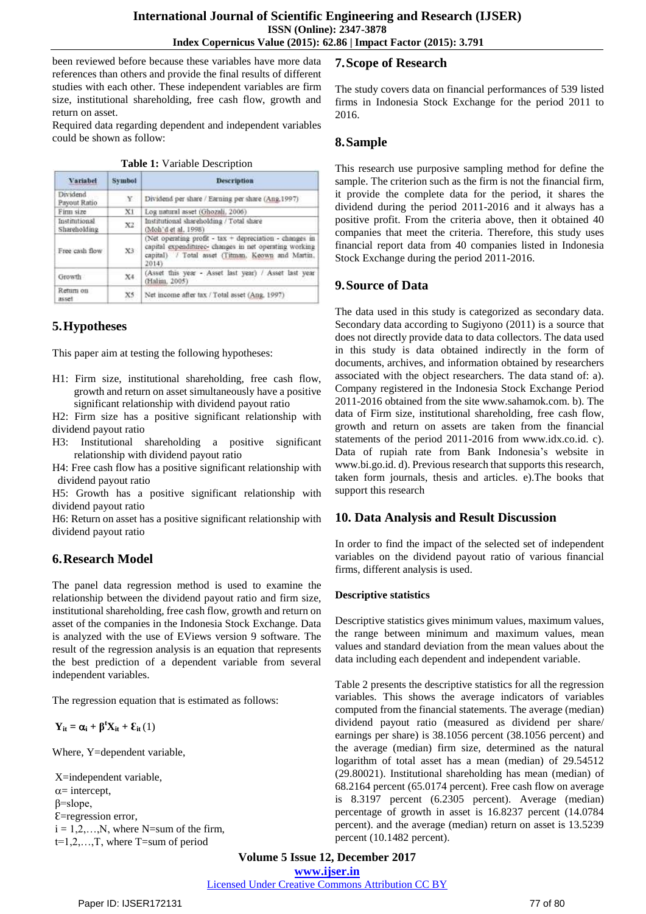been reviewed before because these variables have more data references than others and provide the final results of different studies with each other. These independent variables are firm size, institutional shareholding, free cash flow, growth and return on asset.

Required data regarding dependent and independent variables could be shown as follow:

**Table 1:** Variable Description

| Variabel | Symbol | Description |
|---|---|---|
| Dividend Payout Ratio | Y | Dividend per share / Earning per share (Ang,1997) |
| Firm size | X1 | Log natural asset (Ghozali, 2006) |
| Institutional Shareholding | X2 | Institutional shareholding / Total share (Moh'd et al, 1998) |
| Free cash flow | X3 | (Net operating profit - tax + depreciation - changes in capital expenditures- changes in net operating working capital) / Total asset (Titman, Keown and Martin, 2014) |
| Growth | X4 | (Asset this year - Asset last year) / Asset last year (Halim, 2005) |
| Return on asset | X5 | Net income after tax / Total asset (Ang, 1997) |

## 5. Hypotheses

This paper aim at testing the following hypotheses:

H1: Firm size, institutional shareholding, free cash flow, growth and return on asset simultaneously have a positive significant relationship with dividend payout ratio

H2: Firm size has a positive significant relationship with dividend payout ratio

H3: Institutional shareholding a positive significant relationship with dividend payout ratio

H4: Free cash flow has a positive significant relationship with dividend payout ratio

H5: Growth has a positive significant relationship with dividend payout ratio

H6: Return on asset has a positive significant relationship with dividend payout ratio

## 6. Research Model

The panel data regression method is used to examine the relationship between the dividend payout ratio and firm size, institutional shareholding, free cash flow, growth and return on asset of the companies in the Indonesia Stock Exchange. Data is analyzed with the use of EViews version 9 software. The result of the regression analysis is an equation that represents the best prediction of a dependent variable from several independent variables.

The regression equation that is estimated as follows:

$$\mathbf{Y_{it} = \alpha_i + \beta^t X_{it} + \varepsilon_{it}} \quad (1)$$

Where, Y=dependent variable,

X=independent variable,
α= intercept,
β=slope,
Ɛ=regression error,
i = 1,2,…,N, where N=sum of the firm,
t=1,2,…,T, where T=sum of period

## 7. Scope of Research

The study covers data on financial performances of 539 listed firms in Indonesia Stock Exchange for the period 2011 to 2016.

## 8. Sample

This research use purposive sampling method for define the sample. The criterion such as the firm is not the financial firm, it provide the complete data for the period, it shares the dividend during the period 2011-2016 and it always has a positive profit. From the criteria above, then it obtained 40 companies that meet the criteria. Therefore, this study uses financial report data from 40 companies listed in Indonesia Stock Exchange during the period 2011-2016.

## 9. Source of Data

The data used in this study is categorized as secondary data. Secondary data according to Sugiyono (2011) is a source that does not directly provide data to data collectors. The data used in this study is data obtained indirectly in the form of documents, archives, and information obtained by researchers associated with the object researchers. The data stand of: a). Company registered in the Indonesia Stock Exchange Period 2011-2016 obtained from the site www.sahamok.com. b). The data of Firm size, institutional shareholding, free cash flow, growth and return on assets are taken from the financial statements of the period 2011-2016 from www.idx.co.id. c). Data of rupiah rate from Bank Indonesia's website in www.bi.go.id. d). Previous research that supports this research, taken form journals, thesis and articles. e).The books that support this research

## 10. Data Analysis and Result Discussion

In order to find the impact of the selected set of independent variables on the dividend payout ratio of various financial firms, different analysis is used.

### Descriptive statistics

Descriptive statistics gives minimum values, maximum values, the range between minimum and maximum values, mean values and standard deviation from the mean values about the data including each dependent and independent variable.

Table 2 presents the descriptive statistics for all the regression variables. This shows the average indicators of variables computed from the financial statements. The average (median) dividend payout ratio (measured as dividend per share/ earnings per share) is 38.1056 percent (38.1056 percent) and the average (median) firm size, determined as the natural logarithm of total asset has a mean (median) of 29.54512 (29.80021). Institutional shareholding has mean (median) of 68.2164 percent (65.0174 percent). Free cash flow on average is 8.3197 percent (6.2305 percent). Average (median) percentage of growth in asset is 16.8237 percent (14.0784 percent). and the average (median) return on asset is 13.5239 percent (10.1482 percent).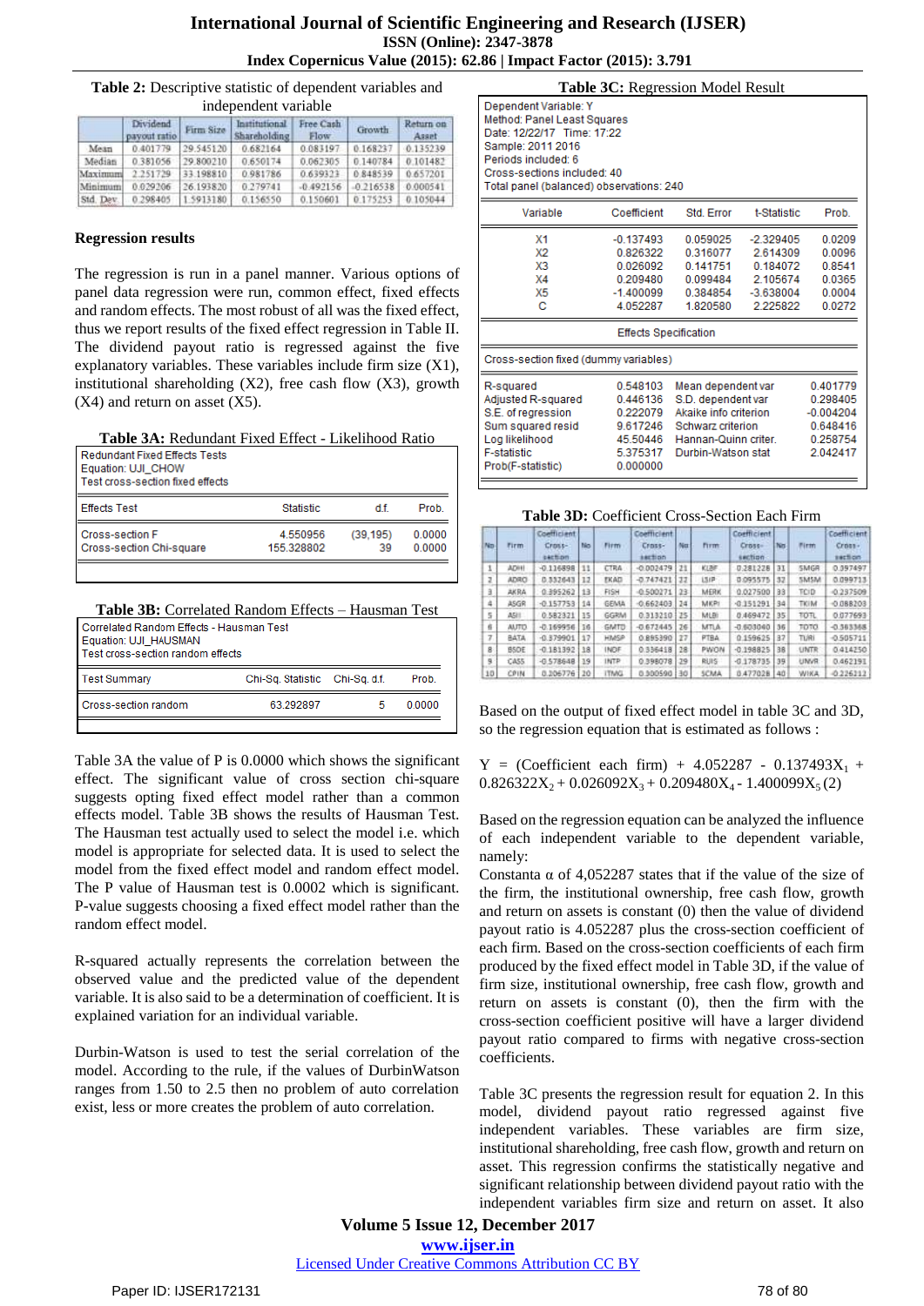**Table 2:** Descriptive statistic of dependent variables and independent variable

| | Dividend payout ratio | Firm Size | Institutional Shareholding | Free Cash Flow | Growth | Return on Asset |
|---|---|---|---|---|---|---|
| Mean | 0.401779 | 29.545120 | 0.682164 | 0.083197 | 0.168237 | 0.135239 |
| Median | 0.381056 | 29.800210 | 0.650174 | 0.062305 | 0.140784 | 0.101482 |
| Maximum | 2.251729 | 33.198810 | 0.981786 | 0.639323 | 0.848539 | 0.657201 |
| Minimum | 0.029206 | 26.193820 | 0.279741 | -0.492156 | -0.216538 | 0.000541 |
| Std. Dev | 0.298405 | 1.5913180 | 0.156550 | 0.150601 | 0.175253 | 0.105044 |

### Regression results

The regression is run in a panel manner. Various options of panel data regression were run, common effect, fixed effects and random effects. The most robust of all was the fixed effect, thus we report results of the fixed effect regression in Table II. The dividend payout ratio is regressed against the five explanatory variables. These variables include firm size (X1), institutional shareholding (X2), free cash flow (X3), growth (X4) and return on asset (X5).

**Table 3A:** Redundant Fixed Effect - Likelihood Ratio

Redundant Fixed Effects Tests
Equation: UJI_CHOW
Test cross-section fixed effects

| Effects Test | Statistic | d.f. | Prob. |
|---|---|---|---|
| Cross-section F | 4.550956 | (39,195) | 0.0000 |
| Cross-section Chi-square | 155.328802 | 39 | 0.0000 |

**Table 3B:** Correlated Random Effects – Hausman Test

Correlated Random Effects - Hausman Test
Equation: UJI_HAUSMAN
Test cross-section random effects

| Test Summary | Chi-Sq. Statistic | Chi-Sq. d.f. | Prob. |
|---|---|---|---|
| Cross-section random | 63.292897 | 5 | 0.0000 |

Table 3A the value of P is 0.0000 which shows the significant effect. The significant value of cross section chi-square suggests opting fixed effect model rather than a common effects model. Table 3B shows the results of Hausman Test. The Hausman test actually used to select the model i.e. which model is appropriate for selected data. It is used to select the model from the fixed effect model and random effect model. The P value of Hausman test is 0.0002 which is significant. P-value suggests choosing a fixed effect model rather than the random effect model.

R-squared actually represents the correlation between the observed value and the predicted value of the dependent variable. It is also said to be a determination of coefficient. It is explained variation for an individual variable.

Durbin-Watson is used to test the serial correlation of the model. According to the rule, if the values of DurbinWatson ranges from 1.50 to 2.5 then no problem of auto correlation exist, less or more creates the problem of auto correlation.

**Table 3C:** Regression Model Result

Dependent Variable: Y
Method: Panel Least Squares
Date: 12/22/17 Time: 17:22
Sample: 2011 2016
Periods included: 6
Cross-sections included: 40
Total panel (balanced) observations: 240

| Variable | Coefficient | Std. Error | t-Statistic | Prob. |
|---|---|---|---|---|
| X1 | -0.137493 | 0.059025 | -2.329405 | 0.0209 |
| X2 | 0.826322 | 0.316077 | 2.614309 | 0.0096 |
| X3 | 0.026092 | 0.141751 | 0.184072 | 0.8541 |
| X4 | 0.209480 | 0.099484 | 2.105674 | 0.0365 |
| X5 | -1.400099 | 0.384854 | -3.638004 | 0.0004 |
| C | 4.052287 | 1.820580 | 2.225822 | 0.0272 |

Effects Specification

Cross-section fixed (dummy variables)

| | | | |
|---|---|---|---|
| R-squared | 0.548103 | Mean dependent var | 0.401779 |
| Adjusted R-squared | 0.446136 | S.D. dependent var | 0.298405 |
| S.E. of regression | 0.222079 | Akaike info criterion | -0.004204 |
| Sum squared resid | 9.617246 | Schwarz criterion | 0.648416 |
| Log likelihood | 45.50446 | Hannan-Quinn criter. | 0.258754 |
| F-statistic | 5.375317 | Durbin-Watson stat | 2.042417 |
| Prob(F-statistic) | 0.000000 | | |

**Table 3D:** Coefficient Cross-Section Each Firm

| No | Firm | Coefficient Cross-section | No | Firm | Coefficient Cross-section | No | Firm | Coefficient Cross-section | No | Firm | Coefficient Cross-section |
|---|---|---|---|---|---|---|---|---|---|---|---|
| 1 | ADHI | -0.116898 | 11 | CTRA | -0.002479 | 21 | KLBF | 0.281226 | 31 | SMGR | 0.397497 |
| 2 | ADRO | 0.332643 | 12 | EKAD | -0.747421 | 22 | LSIP | 0.095575 | 32 | SMSM | 0.099713 |
| 3 | AKRA | 0.395262 | 13 | FISH | -0.500271 | 23 | MERK | 0.027500 | 33 | TCID | -0.237509 |
| 4 | ASGR | -0.157753 | 14 | GEMA | -0.662403 | 24 | MKPI | -0.151291 | 34 | TKIM | -0.088203 |
| 5 | ASII | 0.582321 | 15 | GGRM | 0.313210 | 25 | MLBI | 0.469472 | 35 | TOTL | 0.077693 |
| 6 | AUTO | -0.169956 | 16 | GMTD | -0.672445 | 26 | MTLA | -0.603040 | 36 | TOTO | -0.363368 |
| 7 | BATA | -0.379901 | 17 | HMSP | 0.895390 | 27 | PTBA | 0.159625 | 37 | TURI | -0.505711 |
| 8 | BSDE | -0.181392 | 18 | INDF | 0.336418 | 28 | PWON | -0.198825 | 38 | UNTR | 0.414250 |
| 9 | CASS | -0.578648 | 19 | INTP | 0.398078 | 29 | RUIS | -0.178735 | 39 | UNVR | 0.462191 |
| 10 | CPIN | 0.206776 | 20 | ITMG | 0.300590 | 30 | SCMA | 0.477028 | 40 | WIKA | -0.226212 |

Based on the output of fixed effect model in table 3C and 3D, so the regression equation that is estimated as follows :

$$Y = (\text{Coefficient each firm}) + 4.052287 - 0.137493X_1 + 0.826322X_2 + 0.026092X_3 + 0.209480X_4 - 1.400099X_5 \quad (2)$$

Based on the regression equation can be analyzed the influence of each independent variable to the dependent variable, namely:

Constanta α of 4,052287 states that if the value of the size of the firm, the institutional ownership, free cash flow, growth and return on assets is constant (0) then the value of dividend payout ratio is 4.052287 plus the cross-section coefficient of each firm. Based on the cross-section coefficients of each firm produced by the fixed effect model in Table 3D, if the value of firm size, institutional ownership, free cash flow, growth and return on assets is constant (0), then the firm with the cross-section coefficient positive will have a larger dividend payout ratio compared to firms with negative cross-section coefficients.

Table 3C presents the regression result for equation 2. In this model, dividend payout ratio regressed against five independent variables. These variables are firm size, institutional shareholding, free cash flow, growth and return on asset. This regression confirms the statistically negative and significant relationship between dividend payout ratio with the independent variables firm size and return on asset. It also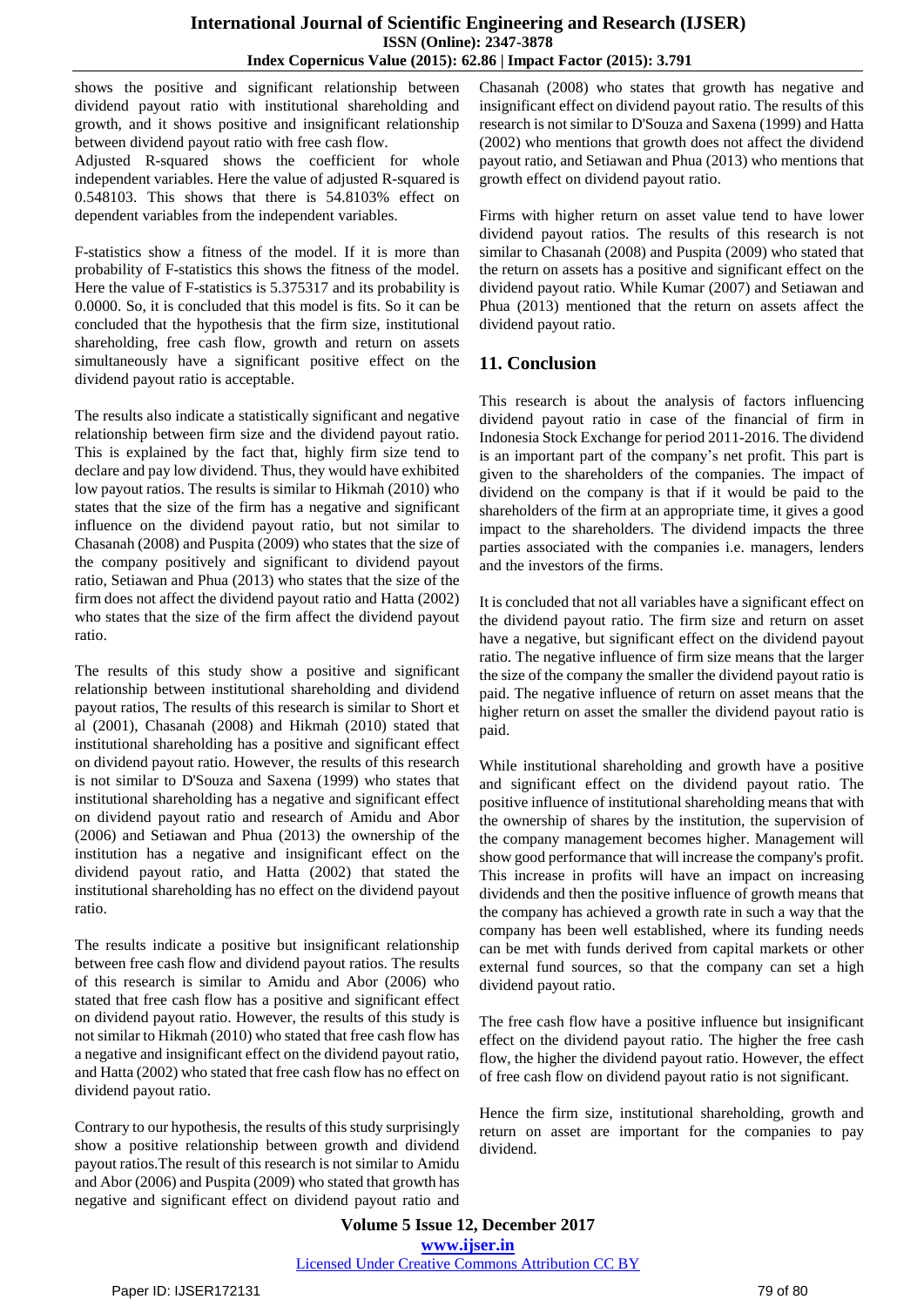shows the positive and significant relationship between dividend payout ratio with institutional shareholding and growth, and it shows positive and insignificant relationship between dividend payout ratio with free cash flow.
Adjusted R-squared shows the coefficient for whole independent variables. Here the value of adjusted R-squared is 0.548103. This shows that there is 54.8103% effect on dependent variables from the independent variables.

F-statistics show a fitness of the model. If it is more than probability of F-statistics this shows the fitness of the model. Here the value of F-statistics is 5.375317 and its probability is 0.0000. So, it is concluded that this model is fits. So it can be concluded that the hypothesis that the firm size, institutional shareholding, free cash flow, growth and return on assets simultaneously have a significant positive effect on the dividend payout ratio is acceptable.

The results also indicate a statistically significant and negative relationship between firm size and the dividend payout ratio. This is explained by the fact that, highly firm size tend to declare and pay low dividend. Thus, they would have exhibited low payout ratios. The results is similar to Hikmah (2010) who states that the size of the firm has a negative and significant influence on the dividend payout ratio, but not similar to Chasanah (2008) and Puspita (2009) who states that the size of the company positively and significant to dividend payout ratio, Setiawan and Phua (2013) who states that the size of the firm does not affect the dividend payout ratio and Hatta (2002) who states that the size of the firm affect the dividend payout ratio.

The results of this study show a positive and significant relationship between institutional shareholding and dividend payout ratios, The results of this research is similar to Short et al (2001), Chasanah (2008) and Hikmah (2010) stated that institutional shareholding has a positive and significant effect on dividend payout ratio. However, the results of this research is not similar to D'Souza and Saxena (1999) who states that institutional shareholding has a negative and significant effect on dividend payout ratio and research of Amidu and Abor (2006) and Setiawan and Phua (2013) the ownership of the institution has a negative and insignificant effect on the dividend payout ratio, and Hatta (2002) that stated the institutional shareholding has no effect on the dividend payout ratio.

The results indicate a positive but insignificant relationship between free cash flow and dividend payout ratios. The results of this research is similar to Amidu and Abor (2006) who stated that free cash flow has a positive and significant effect on dividend payout ratio. However, the results of this study is not similar to Hikmah (2010) who stated that free cash flow has a negative and insignificant effect on the dividend payout ratio, and Hatta (2002) who stated that free cash flow has no effect on dividend payout ratio.

Contrary to our hypothesis, the results of this study surprisingly show a positive relationship between growth and dividend payout ratios.The result of this research is not similar to Amidu and Abor (2006) and Puspita (2009) who stated that growth has negative and significant effect on dividend payout ratio and Chasanah (2008) who states that growth has negative and insignificant effect on dividend payout ratio. The results of this research is not similar to D'Souza and Saxena (1999) and Hatta (2002) who mentions that growth does not affect the dividend payout ratio, and Setiawan and Phua (2013) who mentions that growth effect on dividend payout ratio.

Firms with higher return on asset value tend to have lower dividend payout ratios. The results of this research is not similar to Chasanah (2008) and Puspita (2009) who stated that the return on assets has a positive and significant effect on the dividend payout ratio. While Kumar (2007) and Setiawan and Phua (2013) mentioned that the return on assets affect the dividend payout ratio.

## 11. Conclusion

This research is about the analysis of factors influencing dividend payout ratio in case of the financial of firm in Indonesia Stock Exchange for period 2011-2016. The dividend is an important part of the company's net profit. This part is given to the shareholders of the companies. The impact of dividend on the company is that if it would be paid to the shareholders of the firm at an appropriate time, it gives a good impact to the shareholders. The dividend impacts the three parties associated with the companies i.e. managers, lenders and the investors of the firms.

It is concluded that not all variables have a significant effect on the dividend payout ratio. The firm size and return on asset have a negative, but significant effect on the dividend payout ratio. The negative influence of firm size means that the larger the size of the company the smaller the dividend payout ratio is paid. The negative influence of return on asset means that the higher return on asset the smaller the dividend payout ratio is paid.

While institutional shareholding and growth have a positive and significant effect on the dividend payout ratio. The positive influence of institutional shareholding means that with the ownership of shares by the institution, the supervision of the company management becomes higher. Management will show good performance that will increase the company's profit. This increase in profits will have an impact on increasing dividends and then the positive influence of growth means that the company has achieved a growth rate in such a way that the company has been well established, where its funding needs can be met with funds derived from capital markets or other external fund sources, so that the company can set a high dividend payout ratio.

The free cash flow have a positive influence but insignificant effect on the dividend payout ratio. The higher the free cash flow, the higher the dividend payout ratio. However, the effect of free cash flow on dividend payout ratio is not significant.

Hence the firm size, institutional shareholding, growth and return on asset are important for the companies to pay dividend.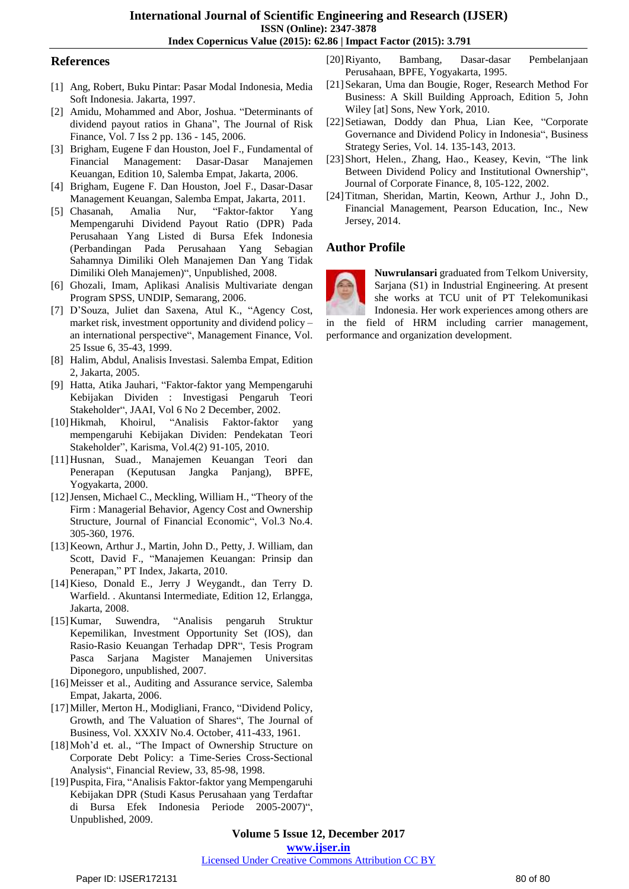## References

[1] Ang, Robert, Buku Pintar: Pasar Modal Indonesia, Media Soft Indonesia. Jakarta, 1997.

[2] Amidu, Mohammed and Abor, Joshua. "Determinants of dividend payout ratios in Ghana", The Journal of Risk Finance, Vol. 7 Iss 2 pp. 136 - 145, 2006.

[3] Brigham, Eugene F dan Houston, Joel F., Fundamental of Financial Management: Dasar-Dasar Manajemen Keuangan, Edition 10, Salemba Empat, Jakarta, 2006.

[4] Brigham, Eugene F. Dan Houston, Joel F., Dasar-Dasar Management Keuangan, Salemba Empat, Jakarta, 2011.

[5] Chasanah, Amalia Nur, "Faktor-faktor Yang Mempengaruhi Dividend Payout Ratio (DPR) Pada Perusahaan Yang Listed di Bursa Efek Indonesia (Perbandingan Pada Perusahaan Yang Sebagian Sahamnya Dimiliki Oleh Manajemen Dan Yang Tidak Dimiliki Oleh Manajemen)", Unpublished, 2008.

[6] Ghozali, Imam, Aplikasi Analisis Multivariate dengan Program SPSS, UNDIP, Semarang, 2006.

[7] D'Souza, Juliet dan Saxena, Atul K., "Agency Cost, market risk, investment opportunity and dividend policy – an international perspective", Management Finance, Vol. 25 Issue 6, 35-43, 1999.

[8] Halim, Abdul, Analisis Investasi. Salemba Empat, Edition 2, Jakarta, 2005.

[9] Hatta, Atika Jauhari, "Faktor-faktor yang Mempengaruhi Kebijakan Dividen : Investigasi Pengaruh Teori Stakeholder", JAAI, Vol 6 No 2 December, 2002.

[10] Hikmah, Khoirul, "Analisis Faktor-faktor yang mempengaruhi Kebijakan Dividen: Pendekatan Teori Stakeholder", Karisma, Vol.4(2) 91-105, 2010.

[11] Husnan, Suad., Manajemen Keuangan Teori dan Penerapan (Keputusan Jangka Panjang), BPFE, Yogyakarta, 2000.

[12] Jensen, Michael C., Meckling, William H., "Theory of the Firm : Managerial Behavior, Agency Cost and Ownership Structure, Journal of Financial Economic", Vol.3 No.4. 305-360, 1976.

[13] Keown, Arthur J., Martin, John D., Petty, J. William, dan Scott, David F., "Manajemen Keuangan: Prinsip dan Penerapan," PT Index, Jakarta, 2010.

[14] Kieso, Donald E., Jerry J Weygandt., dan Terry D. Warfield. . Akuntansi Intermediate, Edition 12, Erlangga, Jakarta, 2008.

[15] Kumar, Suwendra, "Analisis pengaruh Struktur Kepemilikan, Investment Opportunity Set (IOS), dan Rasio-Rasio Keuangan Terhadap DPR", Tesis Program Pasca Sarjana Magister Manajemen Universitas Diponegoro, unpublished, 2007.

[16] Meisser et al., Auditing and Assurance service, Salemba Empat, Jakarta, 2006.

[17] Miller, Merton H., Modigliani, Franco, "Dividend Policy, Growth, and The Valuation of Shares", The Journal of Business, Vol. XXXIV No.4. October, 411-433, 1961.

[18] Moh'd et. al., "The Impact of Ownership Structure on Corporate Debt Policy: a Time-Series Cross-Sectional Analysis", Financial Review, 33, 85-98, 1998.

[19] Puspita, Fira, "Analisis Faktor-faktor yang Mempengaruhi Kebijakan DPR (Studi Kasus Perusahaan yang Terdaftar di Bursa Efek Indonesia Periode 2005-2007)", Unpublished, 2009.

[20] Riyanto, Bambang, Dasar-dasar Pembelanjaan Perusahaan, BPFE, Yogyakarta, 1995.

[21] Sekaran, Uma dan Bougie, Roger, Research Method For Business: A Skill Building Approach, Edition 5, John Wiley [at] Sons, New York, 2010.

[22] Setiawan, Doddy dan Phua, Lian Kee, "Corporate Governance and Dividend Policy in Indonesia", Business Strategy Series, Vol. 14. 135-143, 2013.

[23] Short, Helen., Zhang, Hao., Keasey, Kevin, "The link Between Dividend Policy and Institutional Ownership", Journal of Corporate Finance, 8, 105-122, 2002.

[24] Titman, Sheridan, Martin, Keown, Arthur J., John D., Financial Management, Pearson Education, Inc., New Jersey, 2014.

## Author Profile

**Nuwrulansari** graduated from Telkom University, Sarjana (S1) in Industrial Engineering. At present she works at TCU unit of PT Telekomunikasi Indonesia. Her work experiences among others are in the field of HRM including carrier management, performance and organization development.